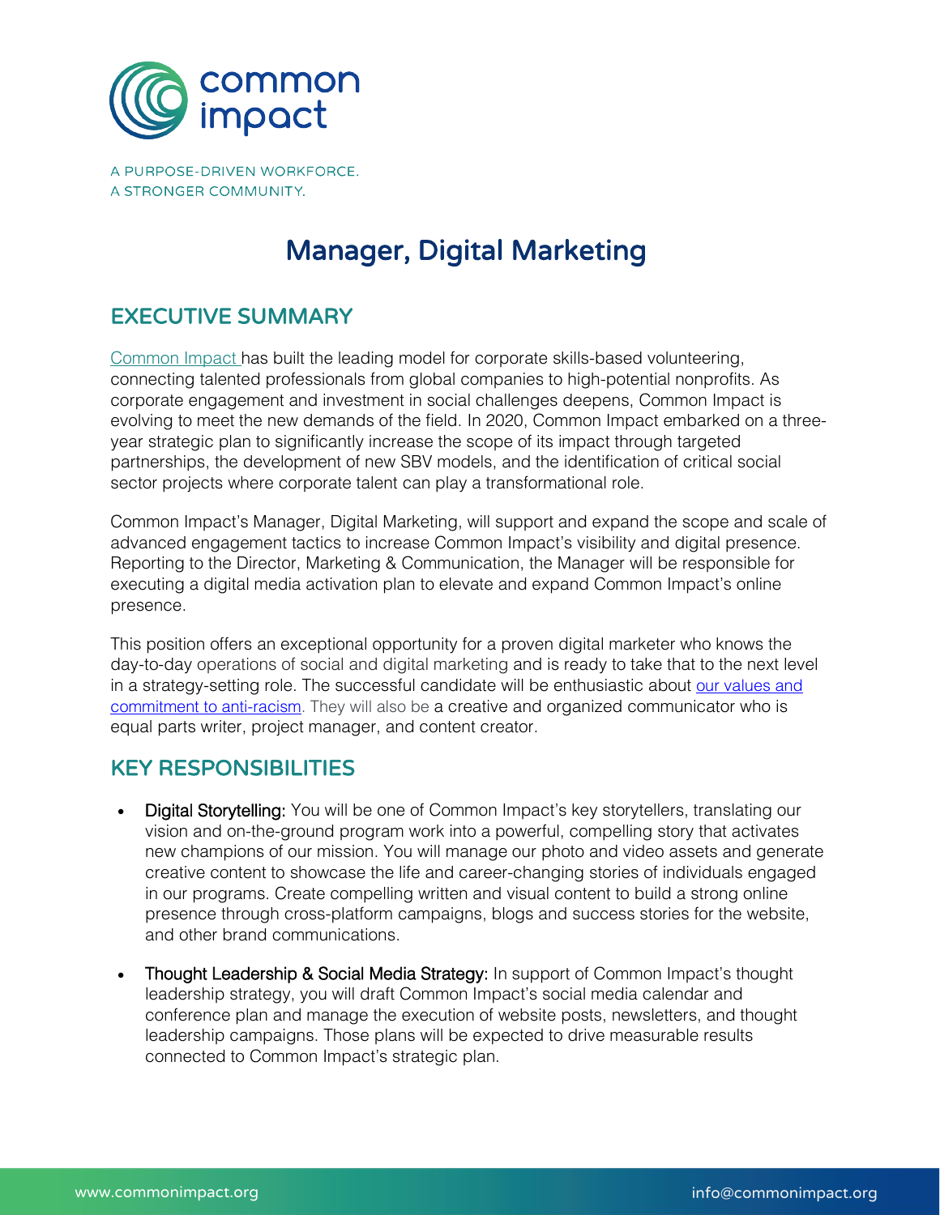A PURPOSE-DRIVEN WORKFORCE.
A STRONGER COMMUNITY.

# Manager, Digital Marketing

## EXECUTIVE SUMMARY

Common Impact has built the leading model for corporate skills-based volunteering, connecting talented professionals from global companies to high-potential nonprofits. As corporate engagement and investment in social challenges deepens, Common Impact is evolving to meet the new demands of the field. In 2020, Common Impact embarked on a three-year strategic plan to significantly increase the scope of its impact through targeted partnerships, the development of new SBV models, and the identification of critical social sector projects where corporate talent can play a transformational role.

Common Impact's Manager, Digital Marketing, will support and expand the scope and scale of advanced engagement tactics to increase Common Impact's visibility and digital presence. Reporting to the Director, Marketing & Communication, the Manager will be responsible for executing a digital media activation plan to elevate and expand Common Impact's online presence.

This position offers an exceptional opportunity for a proven digital marketer who knows the day-to-day operations of social and digital marketing and is ready to take that to the next level in a strategy-setting role. The successful candidate will be enthusiastic about our values and commitment to anti-racism. They will also be a creative and organized communicator who is equal parts writer, project manager, and content creator.

## KEY RESPONSIBILITIES

- **Digital Storytelling:** You will be one of Common Impact's key storytellers, translating our vision and on-the-ground program work into a powerful, compelling story that activates new champions of our mission. You will manage our photo and video assets and generate creative content to showcase the life and career-changing stories of individuals engaged in our programs. Create compelling written and visual content to build a strong online presence through cross-platform campaigns, blogs and success stories for the website, and other brand communications.
- **Thought Leadership & Social Media Strategy:** In support of Common Impact's thought leadership strategy, you will draft Common Impact's social media calendar and conference plan and manage the execution of website posts, newsletters, and thought leadership campaigns. Those plans will be expected to drive measurable results connected to Common Impact's strategic plan.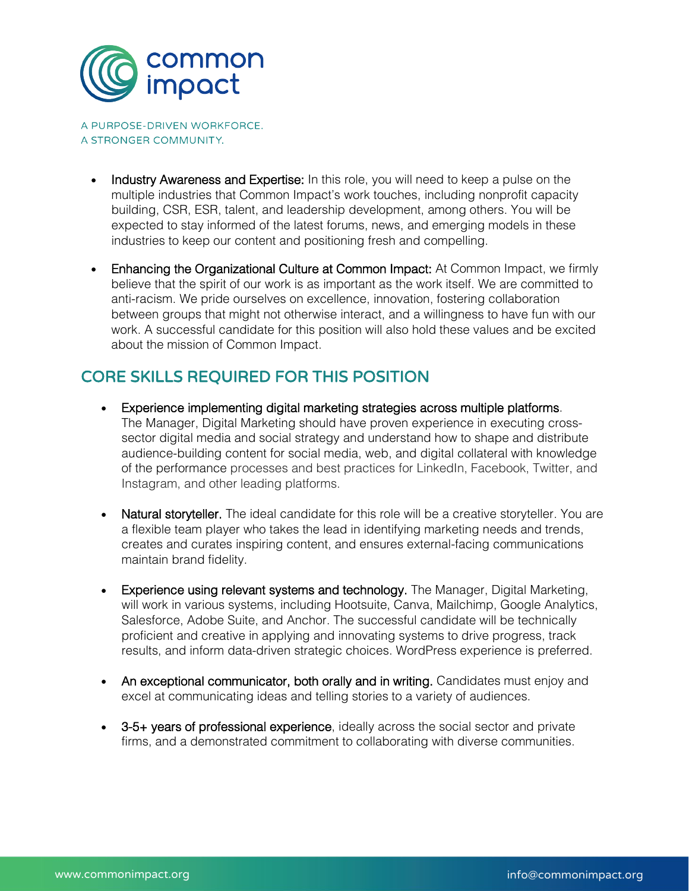- **Industry Awareness and Expertise:** In this role, you will need to keep a pulse on the multiple industries that Common Impact's work touches, including nonprofit capacity building, CSR, ESR, talent, and leadership development, among others. You will be expected to stay informed of the latest forums, news, and emerging models in these industries to keep our content and positioning fresh and compelling.

- **Enhancing the Organizational Culture at Common Impact:** At Common Impact, we firmly believe that the spirit of our work is as important as the work itself. We are committed to anti-racism. We pride ourselves on excellence, innovation, fostering collaboration between groups that might not otherwise interact, and a willingness to have fun with our work. A successful candidate for this position will also hold these values and be excited about the mission of Common Impact.

## CORE SKILLS REQUIRED FOR THIS POSITION

- **Experience implementing digital marketing strategies across multiple platforms**. The Manager, Digital Marketing should have proven experience in executing cross-sector digital media and social strategy and understand how to shape and distribute audience-building content for social media, web, and digital collateral with knowledge of the performance processes and best practices for LinkedIn, Facebook, Twitter, and Instagram, and other leading platforms.

- **Natural storyteller.** The ideal candidate for this role will be a creative storyteller. You are a flexible team player who takes the lead in identifying marketing needs and trends, creates and curates inspiring content, and ensures external-facing communications maintain brand fidelity.

- **Experience using relevant systems and technology.** The Manager, Digital Marketing, will work in various systems, including Hootsuite, Canva, Mailchimp, Google Analytics, Salesforce, Adobe Suite, and Anchor. The successful candidate will be technically proficient and creative in applying and innovating systems to drive progress, track results, and inform data-driven strategic choices. WordPress experience is preferred.

- **An exceptional communicator, both orally and in writing.** Candidates must enjoy and excel at communicating ideas and telling stories to a variety of audiences.

- **3-5+ years of professional experience**, ideally across the social sector and private firms, and a demonstrated commitment to collaborating with diverse communities.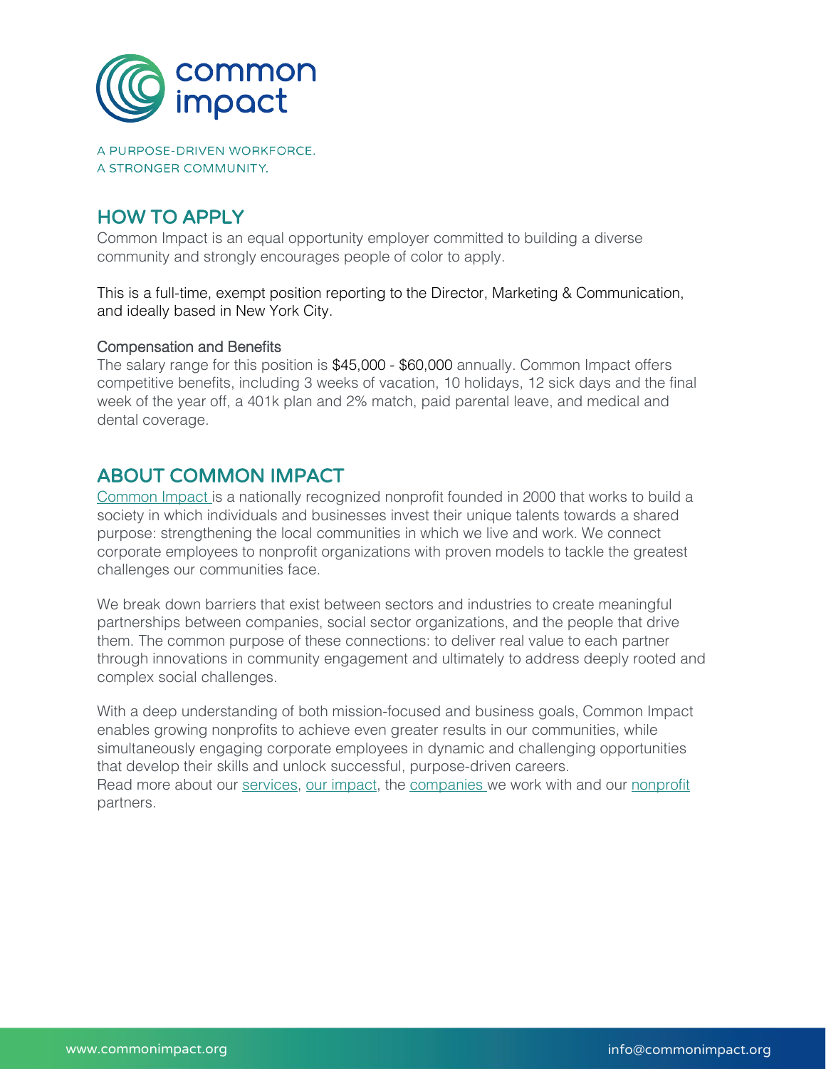common impact

A PURPOSE-DRIVEN WORKFORCE.
A STRONGER COMMUNITY.

## HOW TO APPLY

Common Impact is an equal opportunity employer committed to building a diverse community and strongly encourages people of color to apply.

This is a full-time, exempt position reporting to the Director, Marketing & Communication, and ideally based in New York City.

### Compensation and Benefits

The salary range for this position is $45,000 - $60,000 annually. Common Impact offers competitive benefits, including 3 weeks of vacation, 10 holidays, 12 sick days and the final week of the year off, a 401k plan and 2% match, paid parental leave, and medical and dental coverage.

## ABOUT COMMON IMPACT

Common Impact is a nationally recognized nonprofit founded in 2000 that works to build a society in which individuals and businesses invest their unique talents towards a shared purpose: strengthening the local communities in which we live and work. We connect corporate employees to nonprofit organizations with proven models to tackle the greatest challenges our communities face.

We break down barriers that exist between sectors and industries to create meaningful partnerships between companies, social sector organizations, and the people that drive them. The common purpose of these connections: to deliver real value to each partner through innovations in community engagement and ultimately to address deeply rooted and complex social challenges.

With a deep understanding of both mission-focused and business goals, Common Impact enables growing nonprofits to achieve even greater results in our communities, while simultaneously engaging corporate employees in dynamic and challenging opportunities that develop their skills and unlock successful, purpose-driven careers.
Read more about our services, our impact, the companies we work with and our nonprofit partners.

www.commonimpact.org info@commonimpact.org